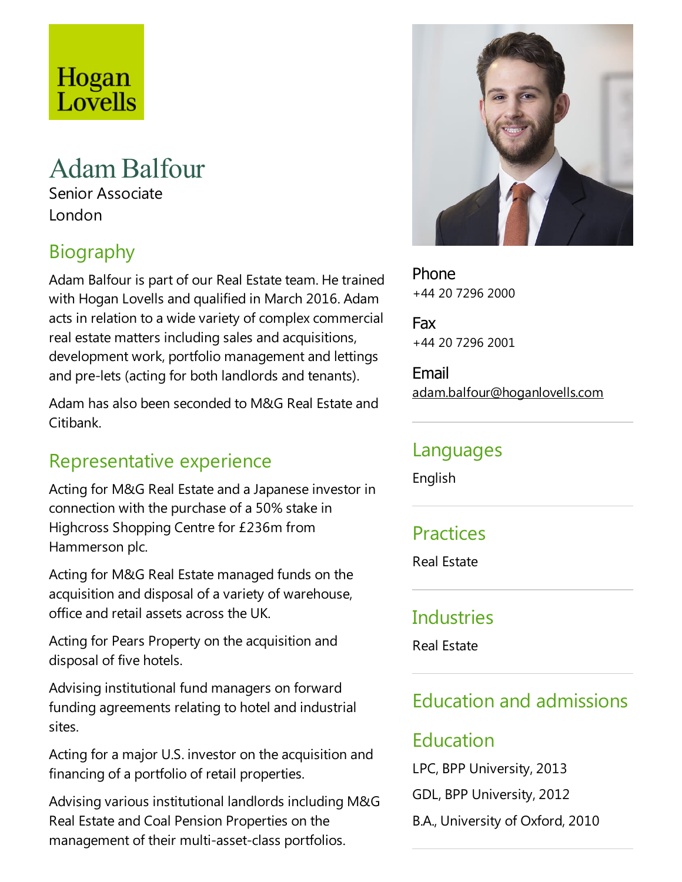Hogan Lovells

# Adam Balfour

Senior Associate
London

## Biography

Adam Balfour is part of our Real Estate team. He trained with Hogan Lovells and qualified in March 2016. Adam acts in relation to a wide variety of complex commercial real estate matters including sales and acquisitions, development work, portfolio management and lettings and pre-lets (acting for both landlords and tenants).

Adam has also been seconded to M&G Real Estate and Citibank.

## Representative experience

Acting for M&G Real Estate and a Japanese investor in connection with the purchase of a 50% stake in Highcross Shopping Centre for £236m from Hammerson plc.

Acting for M&G Real Estate managed funds on the acquisition and disposal of a variety of warehouse, office and retail assets across the UK.

Acting for Pears Property on the acquisition and disposal of five hotels.

Advising institutional fund managers on forward funding agreements relating to hotel and industrial sites.

Acting for a major U.S. investor on the acquisition and financing of a portfolio of retail properties.

Advising various institutional landlords including M&G Real Estate and Coal Pension Properties on the management of their multi-asset-class portfolios.

Phone
+44 20 7296 2000

Fax
+44 20 7296 2001

Email
adam.balfour@hoganlovells.com

## Languages

English

## Practices

Real Estate

## Industries

Real Estate

## Education and admissions

### Education

LPC, BPP University, 2013

GDL, BPP University, 2012

B.A., University of Oxford, 2010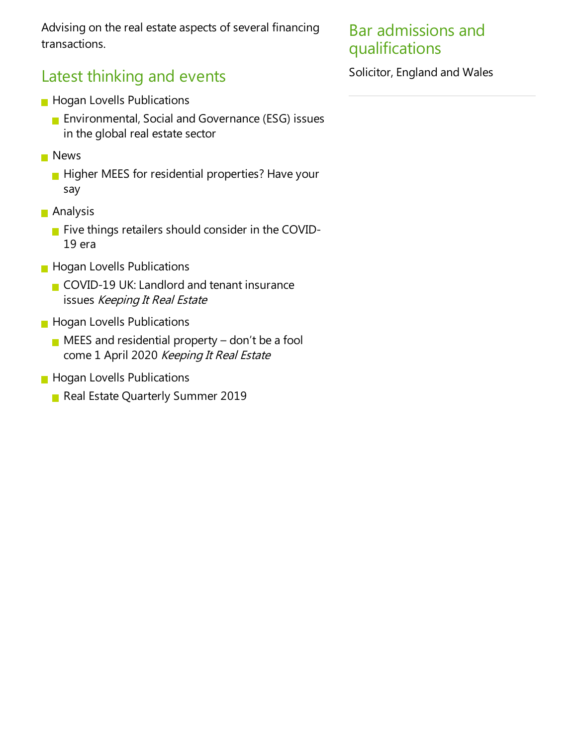Advising on the real estate aspects of several financing transactions.

## Latest thinking and events

- Hogan Lovells Publications
  - Environmental, Social and Governance (ESG) issues in the global real estate sector
- News
  - Higher MEES for residential properties? Have your say
- Analysis
  - Five things retailers should consider in the COVID-19 era
- Hogan Lovells Publications
  - COVID-19 UK: Landlord and tenant insurance issues *Keeping It Real Estate*
- Hogan Lovells Publications
  - MEES and residential property – don't be a fool come 1 April 2020 *Keeping It Real Estate*
- Hogan Lovells Publications
  - Real Estate Quarterly Summer 2019

## Bar admissions and qualifications

Solicitor, England and Wales